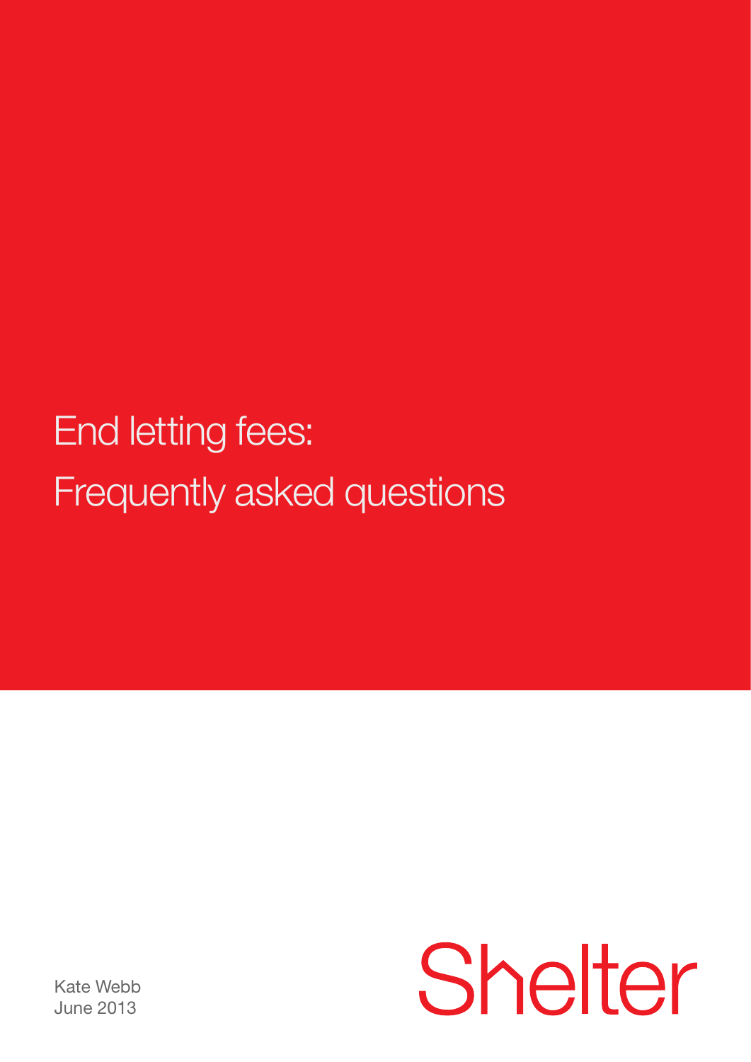# End letting fees: Frequently asked questions

Kate Webb
June 2013

Shelter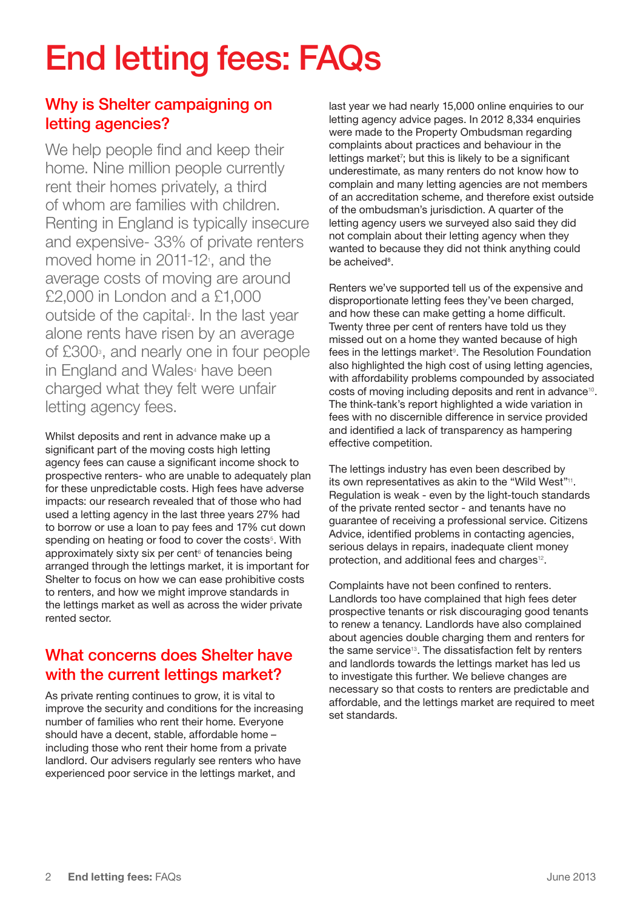# End letting fees: FAQs

## Why is Shelter campaigning on letting agencies?

We help people find and keep their home. Nine million people currently rent their homes privately, a third of whom are families with children. Renting in England is typically insecure and expensive- 33% of private renters moved home in 2011-12[1], and the average costs of moving are around £2,000 in London and a £1,000 outside of the capital[2]. In the last year alone rents have risen by an average of £300[3], and nearly one in four people in England and Wales[4] have been charged what they felt were unfair letting agency fees.

Whilst deposits and rent in advance make up a significant part of the moving costs high letting agency fees can cause a significant income shock to prospective renters- who are unable to adequately plan for these unpredictable costs. High fees have adverse impacts: our research revealed that of those who had used a letting agency in the last three years 27% had to borrow or use a loan to pay fees and 17% cut down spending on heating or food to cover the costs[5]. With approximately sixty six per cent[6] of tenancies being arranged through the lettings market, it is important for Shelter to focus on how we can ease prohibitive costs to renters, and how we might improve standards in the lettings market as well as across the wider private rented sector.

## What concerns does Shelter have with the current lettings market?

As private renting continues to grow, it is vital to improve the security and conditions for the increasing number of families who rent their home. Everyone should have a decent, stable, affordable home – including those who rent their home from a private landlord. Our advisers regularly see renters who have experienced poor service in the lettings market, and last year we had nearly 15,000 online enquiries to our letting agency advice pages. In 2012 8,334 enquiries were made to the Property Ombudsman regarding complaints about practices and behaviour in the lettings market[7]; but this is likely to be a significant underestimate, as many renters do not know how to complain and many letting agencies are not members of an accreditation scheme, and therefore exist outside of the ombudsman's jurisdiction. A quarter of the letting agency users we surveyed also said they did not complain about their letting agency when they wanted to because they did not think anything could be acheived[8].

Renters we've supported tell us of the expensive and disproportionate letting fees they've been charged, and how these can make getting a home difficult. Twenty three per cent of renters have told us they missed out on a home they wanted because of high fees in the lettings market[9]. The Resolution Foundation also highlighted the high cost of using letting agencies, with affordability problems compounded by associated costs of moving including deposits and rent in advance[10]. The think-tank's report highlighted a wide variation in fees with no discernible difference in service provided and identified a lack of transparency as hampering effective competition.

The lettings industry has even been described by its own representatives as akin to the "Wild West"[11]. Regulation is weak - even by the light-touch standards of the private rented sector - and tenants have no guarantee of receiving a professional service. Citizens Advice, identified problems in contacting agencies, serious delays in repairs, inadequate client money protection, and additional fees and charges[12].

Complaints have not been confined to renters. Landlords too have complained that high fees deter prospective tenants or risk discouraging good tenants to renew a tenancy. Landlords have also complained about agencies double charging them and renters for the same service[13]. The dissatisfaction felt by renters and landlords towards the lettings market has led us to investigate this further. We believe changes are necessary so that costs to renters are predictable and affordable, and the lettings market are required to meet set standards.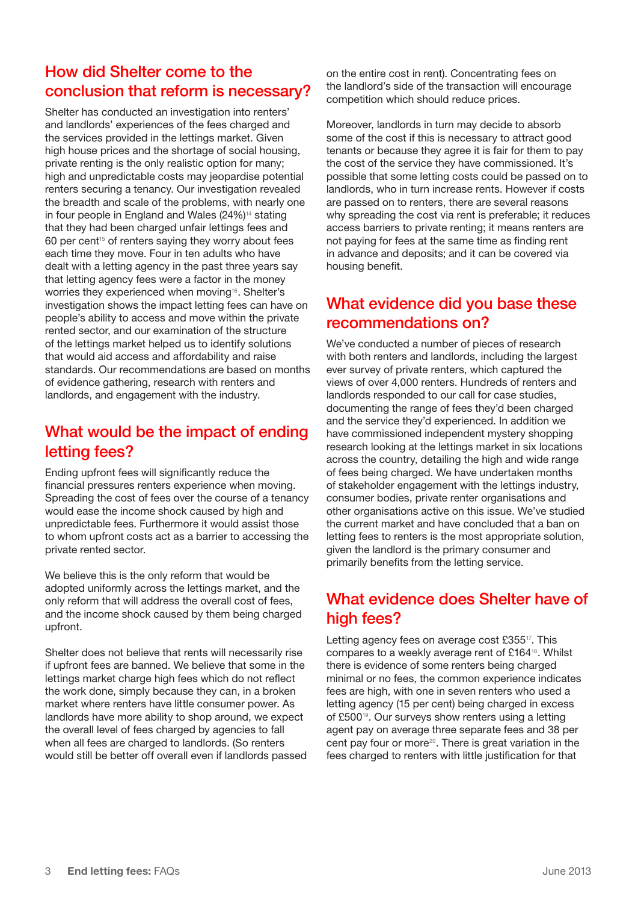## How did Shelter come to the conclusion that reform is necessary?

Shelter has conducted an investigation into renters' and landlords' experiences of the fees charged and the services provided in the lettings market. Given high house prices and the shortage of social housing, private renting is the only realistic option for many; high and unpredictable costs may jeopardise potential renters securing a tenancy. Our investigation revealed the breadth and scale of the problems, with nearly one in four people in England and Wales (24%)[14] stating that they had been charged unfair lettings fees and 60 per cent[15] of renters saying they worry about fees each time they move. Four in ten adults who have dealt with a letting agency in the past three years say that letting agency fees were a factor in the money worries they experienced when moving[16]. Shelter's investigation shows the impact letting fees can have on people's ability to access and move within the private rented sector, and our examination of the structure of the lettings market helped us to identify solutions that would aid access and affordability and raise standards. Our recommendations are based on months of evidence gathering, research with renters and landlords, and engagement with the industry.

## What would be the impact of ending letting fees?

Ending upfront fees will significantly reduce the financial pressures renters experience when moving. Spreading the cost of fees over the course of a tenancy would ease the income shock caused by high and unpredictable fees. Furthermore it would assist those to whom upfront costs act as a barrier to accessing the private rented sector.

We believe this is the only reform that would be adopted uniformly across the lettings market, and the only reform that will address the overall cost of fees, and the income shock caused by them being charged upfront.

Shelter does not believe that rents will necessarily rise if upfront fees are banned. We believe that some in the lettings market charge high fees which do not reflect the work done, simply because they can, in a broken market where renters have little consumer power. As landlords have more ability to shop around, we expect the overall level of fees charged by agencies to fall when all fees are charged to landlords. (So renters would still be better off overall even if landlords passed on the entire cost in rent). Concentrating fees on the landlord's side of the transaction will encourage competition which should reduce prices.

Moreover, landlords in turn may decide to absorb some of the cost if this is necessary to attract good tenants or because they agree it is fair for them to pay the cost of the service they have commissioned. It's possible that some letting costs could be passed on to landlords, who in turn increase rents. However if costs are passed on to renters, there are several reasons why spreading the cost via rent is preferable; it reduces access barriers to private renting; it means renters are not paying for fees at the same time as finding rent in advance and deposits; and it can be covered via housing benefit.

## What evidence did you base these recommendations on?

We've conducted a number of pieces of research with both renters and landlords, including the largest ever survey of private renters, which captured the views of over 4,000 renters. Hundreds of renters and landlords responded to our call for case studies, documenting the range of fees they'd been charged and the service they'd experienced. In addition we have commissioned independent mystery shopping research looking at the lettings market in six locations across the country, detailing the high and wide range of fees being charged. We have undertaken months of stakeholder engagement with the lettings industry, consumer bodies, private renter organisations and other organisations active on this issue. We've studied the current market and have concluded that a ban on letting fees to renters is the most appropriate solution, given the landlord is the primary consumer and primarily benefits from the letting service.

## What evidence does Shelter have of high fees?

Letting agency fees on average cost £355[17]. This compares to a weekly average rent of £164[18]. Whilst there is evidence of some renters being charged minimal or no fees, the common experience indicates fees are high, with one in seven renters who used a letting agency (15 per cent) being charged in excess of £500[19]. Our surveys show renters using a letting agent pay on average three separate fees and 38 per cent pay four or more[20]. There is great variation in the fees charged to renters with little justification for that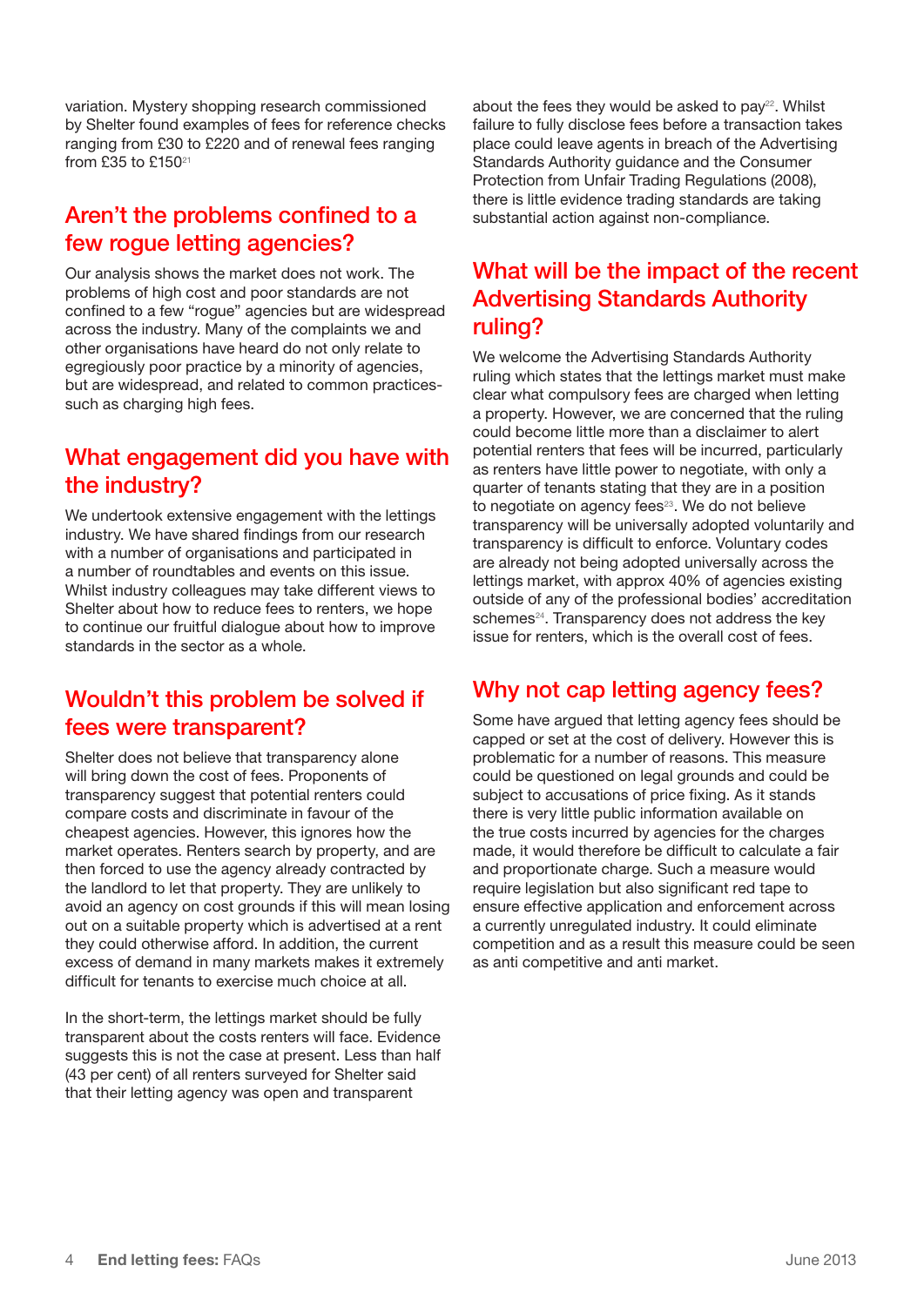variation. Mystery shopping research commissioned by Shelter found examples of fees for reference checks ranging from £30 to £220 and of renewal fees ranging from £35 to £150[21]

## Aren't the problems confined to a few rogue letting agencies?

Our analysis shows the market does not work. The problems of high cost and poor standards are not confined to a few "rogue" agencies but are widespread across the industry. Many of the complaints we and other organisations have heard do not only relate to egregiously poor practice by a minority of agencies, but are widespread, and related to common practices- such as charging high fees.

## What engagement did you have with the industry?

We undertook extensive engagement with the lettings industry. We have shared findings from our research with a number of organisations and participated in a number of roundtables and events on this issue. Whilst industry colleagues may take different views to Shelter about how to reduce fees to renters, we hope to continue our fruitful dialogue about how to improve standards in the sector as a whole.

## Wouldn't this problem be solved if fees were transparent?

Shelter does not believe that transparency alone will bring down the cost of fees. Proponents of transparency suggest that potential renters could compare costs and discriminate in favour of the cheapest agencies. However, this ignores how the market operates. Renters search by property, and are then forced to use the agency already contracted by the landlord to let that property. They are unlikely to avoid an agency on cost grounds if this will mean losing out on a suitable property which is advertised at a rent they could otherwise afford. In addition, the current excess of demand in many markets makes it extremely difficult for tenants to exercise much choice at all.

In the short-term, the lettings market should be fully transparent about the costs renters will face. Evidence suggests this is not the case at present. Less than half (43 per cent) of all renters surveyed for Shelter said that their letting agency was open and transparent about the fees they would be asked to pay[22]. Whilst failure to fully disclose fees before a transaction takes place could leave agents in breach of the Advertising Standards Authority guidance and the Consumer Protection from Unfair Trading Regulations (2008), there is little evidence trading standards are taking substantial action against non-compliance.

## What will be the impact of the recent Advertising Standards Authority ruling?

We welcome the Advertising Standards Authority ruling which states that the lettings market must make clear what compulsory fees are charged when letting a property. However, we are concerned that the ruling could become little more than a disclaimer to alert potential renters that fees will be incurred, particularly as renters have little power to negotiate, with only a quarter of tenants stating that they are in a position to negotiate on agency fees[23]. We do not believe transparency will be universally adopted voluntarily and transparency is difficult to enforce. Voluntary codes are already not being adopted universally across the lettings market, with approx 40% of agencies existing outside of any of the professional bodies' accreditation schemes[24]. Transparency does not address the key issue for renters, which is the overall cost of fees.

## Why not cap letting agency fees?

Some have argued that letting agency fees should be capped or set at the cost of delivery. However this is problematic for a number of reasons. This measure could be questioned on legal grounds and could be subject to accusations of price fixing. As it stands there is very little public information available on the true costs incurred by agencies for the charges made, it would therefore be difficult to calculate a fair and proportionate charge. Such a measure would require legislation but also significant red tape to ensure effective application and enforcement across a currently unregulated industry. It could eliminate competition and as a result this measure could be seen as anti competitive and anti market.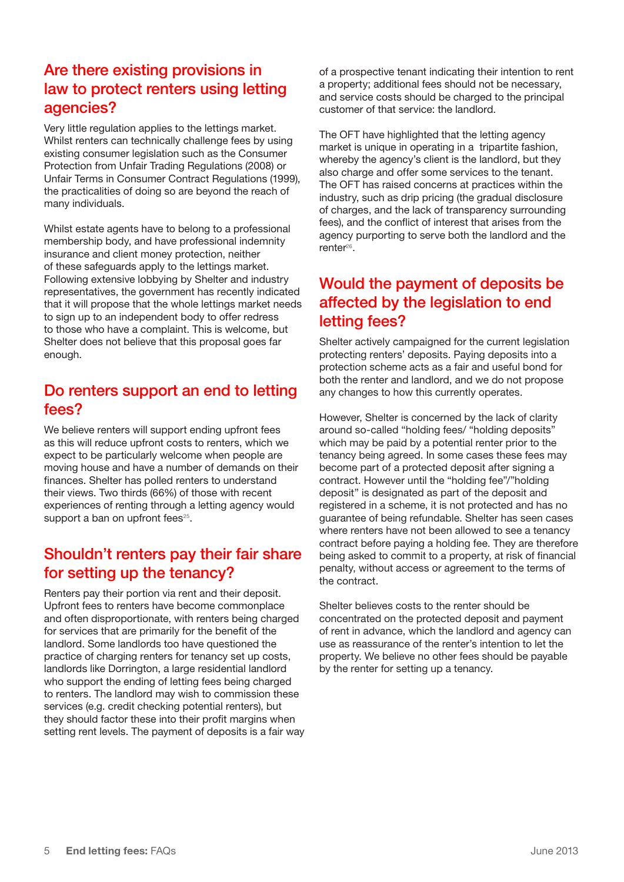## Are there existing provisions in law to protect renters using letting agencies?

Very little regulation applies to the lettings market. Whilst renters can technically challenge fees by using existing consumer legislation such as the Consumer Protection from Unfair Trading Regulations (2008) or Unfair Terms in Consumer Contract Regulations (1999), the practicalities of doing so are beyond the reach of many individuals.

Whilst estate agents have to belong to a professional membership body, and have professional indemnity insurance and client money protection, neither of these safeguards apply to the lettings market. Following extensive lobbying by Shelter and industry representatives, the government has recently indicated that it will propose that the whole lettings market needs to sign up to an independent body to offer redress to those who have a complaint. This is welcome, but Shelter does not believe that this proposal goes far enough.

## Do renters support an end to letting fees?

We believe renters will support ending upfront fees as this will reduce upfront costs to renters, which we expect to be particularly welcome when people are moving house and have a number of demands on their finances. Shelter has polled renters to understand their views. Two thirds (66%) of those with recent experiences of renting through a letting agency would support a ban on upfront fees[25].

## Shouldn't renters pay their fair share for setting up the tenancy?

Renters pay their portion via rent and their deposit. Upfront fees to renters have become commonplace and often disproportionate, with renters being charged for services that are primarily for the benefit of the landlord. Some landlords too have questioned the practice of charging renters for tenancy set up costs, landlords like Dorrington, a large residential landlord who support the ending of letting fees being charged to renters. The landlord may wish to commission these services (e.g. credit checking potential renters), but they should factor these into their profit margins when setting rent levels. The payment of deposits is a fair way of a prospective tenant indicating their intention to rent a property; additional fees should not be necessary, and service costs should be charged to the principal customer of that service: the landlord.

The OFT have highlighted that the letting agency market is unique in operating in a tripartite fashion, whereby the agency's client is the landlord, but they also charge and offer some services to the tenant. The OFT has raised concerns at practices within the industry, such as drip pricing (the gradual disclosure of charges, and the lack of transparency surrounding fees), and the conflict of interest that arises from the agency purporting to serve both the landlord and the renter[26].

## Would the payment of deposits be affected by the legislation to end letting fees?

Shelter actively campaigned for the current legislation protecting renters' deposits. Paying deposits into a protection scheme acts as a fair and useful bond for both the renter and landlord, and we do not propose any changes to how this currently operates.

However, Shelter is concerned by the lack of clarity around so-called "holding fees/ "holding deposits" which may be paid by a potential renter prior to the tenancy being agreed. In some cases these fees may become part of a protected deposit after signing a contract. However until the "holding fee"/"holding deposit" is designated as part of the deposit and registered in a scheme, it is not protected and has no guarantee of being refundable. Shelter has seen cases where renters have not been allowed to see a tenancy contract before paying a holding fee. They are therefore being asked to commit to a property, at risk of financial penalty, without access or agreement to the terms of the contract.

Shelter believes costs to the renter should be concentrated on the protected deposit and payment of rent in advance, which the landlord and agency can use as reassurance of the renter's intention to let the property. We believe no other fees should be payable by the renter for setting up a tenancy.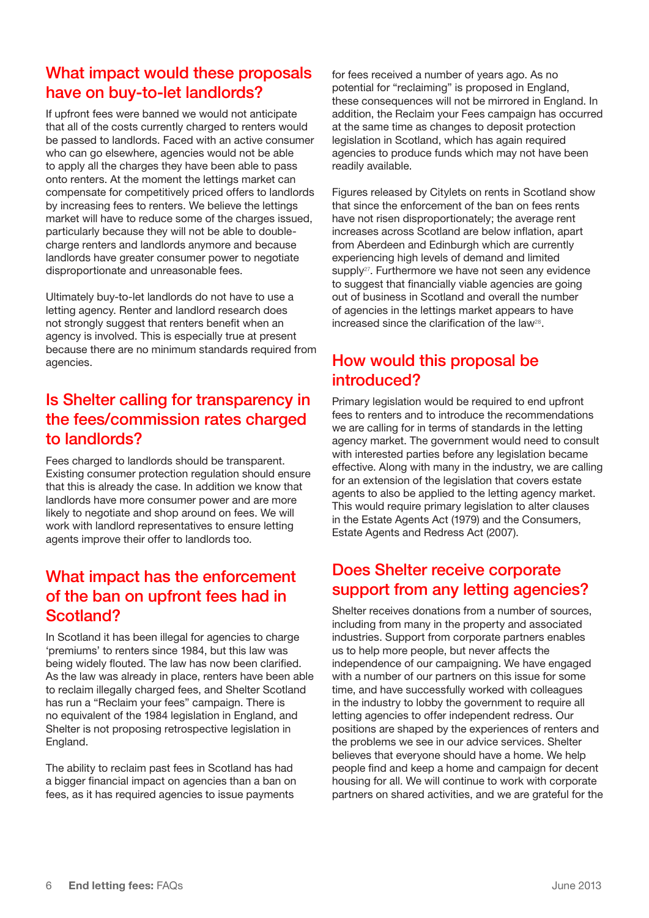## What impact would these proposals have on buy-to-let landlords?

If upfront fees were banned we would not anticipate that all of the costs currently charged to renters would be passed to landlords. Faced with an active consumer who can go elsewhere, agencies would not be able to apply all the charges they have been able to pass onto renters. At the moment the lettings market can compensate for competitively priced offers to landlords by increasing fees to renters. We believe the lettings market will have to reduce some of the charges issued, particularly because they will not be able to double-charge renters and landlords anymore and because landlords have greater consumer power to negotiate disproportionate and unreasonable fees.

Ultimately buy-to-let landlords do not have to use a letting agency. Renter and landlord research does not strongly suggest that renters benefit when an agency is involved. This is especially true at present because there are no minimum standards required from agencies.

## Is Shelter calling for transparency in the fees/commission rates charged to landlords?

Fees charged to landlords should be transparent. Existing consumer protection regulation should ensure that this is already the case. In addition we know that landlords have more consumer power and are more likely to negotiate and shop around on fees. We will work with landlord representatives to ensure letting agents improve their offer to landlords too.

## What impact has the enforcement of the ban on upfront fees had in Scotland?

In Scotland it has been illegal for agencies to charge 'premiums' to renters since 1984, but this law was being widely flouted. The law has now been clarified. As the law was already in place, renters have been able to reclaim illegally charged fees, and Shelter Scotland has run a "Reclaim your fees" campaign. There is no equivalent of the 1984 legislation in England, and Shelter is not proposing retrospective legislation in England.

The ability to reclaim past fees in Scotland has had a bigger financial impact on agencies than a ban on fees, as it has required agencies to issue payments for fees received a number of years ago. As no potential for "reclaiming" is proposed in England, these consequences will not be mirrored in England. In addition, the Reclaim your Fees campaign has occurred at the same time as changes to deposit protection legislation in Scotland, which has again required agencies to produce funds which may not have been readily available.

Figures released by Citylets on rents in Scotland show that since the enforcement of the ban on fees rents have not risen disproportionately; the average rent increases across Scotland are below inflation, apart from Aberdeen and Edinburgh which are currently experiencing high levels of demand and limited supply[27]. Furthermore we have not seen any evidence to suggest that financially viable agencies are going out of business in Scotland and overall the number of agencies in the lettings market appears to have increased since the clarification of the law[28].

## How would this proposal be introduced?

Primary legislation would be required to end upfront fees to renters and to introduce the recommendations we are calling for in terms of standards in the letting agency market. The government would need to consult with interested parties before any legislation became effective. Along with many in the industry, we are calling for an extension of the legislation that covers estate agents to also be applied to the letting agency market. This would require primary legislation to alter clauses in the Estate Agents Act (1979) and the Consumers, Estate Agents and Redress Act (2007).

## Does Shelter receive corporate support from any letting agencies?

Shelter receives donations from a number of sources, including from many in the property and associated industries. Support from corporate partners enables us to help more people, but never affects the independence of our campaigning. We have engaged with a number of our partners on this issue for some time, and have successfully worked with colleagues in the industry to lobby the government to require all letting agencies to offer independent redress. Our positions are shaped by the experiences of renters and the problems we see in our advice services. Shelter believes that everyone should have a home. We help people find and keep a home and campaign for decent housing for all. We will continue to work with corporate partners on shared activities, and we are grateful for the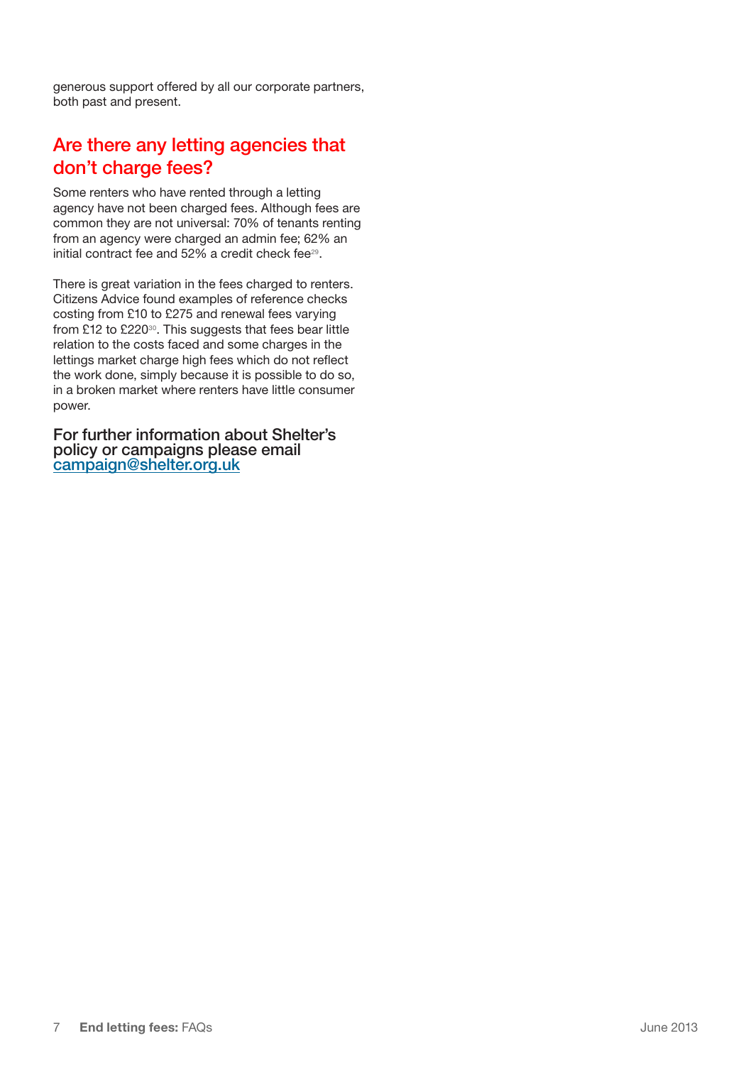generous support offered by all our corporate partners, both past and present.

## Are there any letting agencies that don't charge fees?

Some renters who have rented through a letting agency have not been charged fees. Although fees are common they are not universal: 70% of tenants renting from an agency were charged an admin fee; 62% an initial contract fee and 52% a credit check fee[29].

There is great variation in the fees charged to renters. Citizens Advice found examples of reference checks costing from £10 to £275 and renewal fees varying from £12 to £220[30]. This suggests that fees bear little relation to the costs faced and some charges in the lettings market charge high fees which do not reflect the work done, simply because it is possible to do so, in a broken market where renters have little consumer power.

**For further information about Shelter's policy or campaigns please email campaign@shelter.org.uk**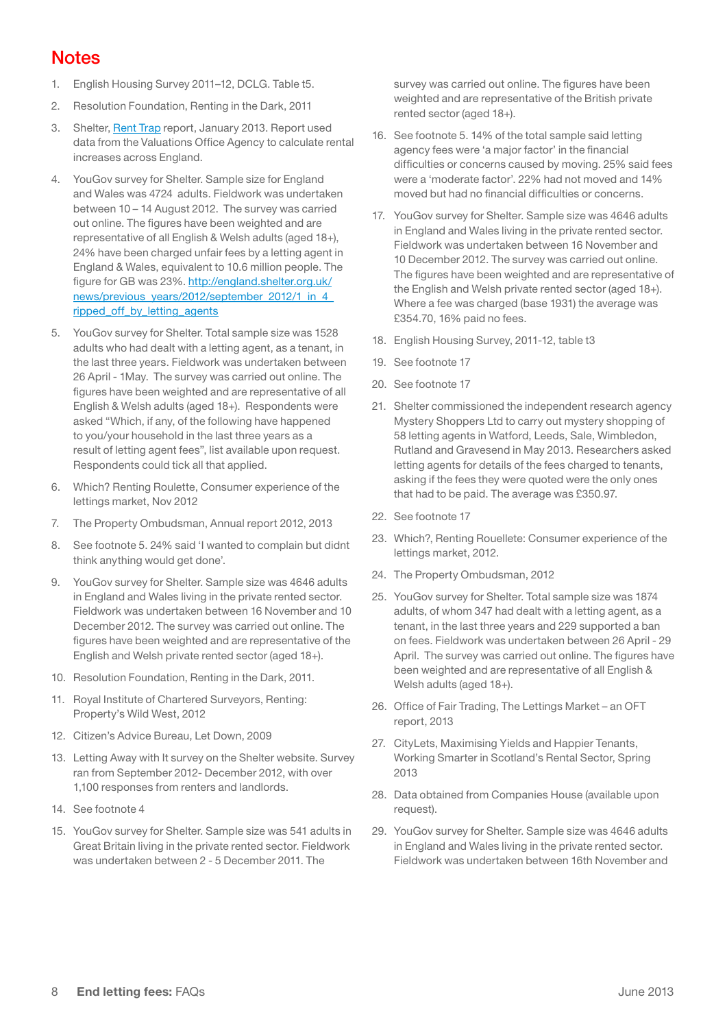# Notes

1. English Housing Survey 2011–12, DCLG. Table t5.
2. Resolution Foundation, Renting in the Dark, 2011
3. Shelter, Rent Trap report, January 2013. Report used data from the Valuations Office Agency to calculate rental increases across England.
4. YouGov survey for Shelter. Sample size for England and Wales was 4724 adults. Fieldwork was undertaken between 10 – 14 August 2012. The survey was carried out online. The figures have been weighted and are representative of all English & Welsh adults (aged 18+), 24% have been charged unfair fees by a letting agent in England & Wales, equivalent to 10.6 million people. The figure for GB was 23%. http://england.shelter.org.uk/news/previous_years/2012/september_2012/1_in_4_ripped_off_by_letting_agents
5. YouGov survey for Shelter. Total sample size was 1528 adults who had dealt with a letting agent, as a tenant, in the last three years. Fieldwork was undertaken between 26 April - 1May. The survey was carried out online. The figures have been weighted and are representative of all English & Welsh adults (aged 18+). Respondents were asked "Which, if any, of the following have happened to you/your household in the last three years as a result of letting agent fees", list available upon request. Respondents could tick all that applied.
6. Which? Renting Roulette, Consumer experience of the lettings market, Nov 2012
7. The Property Ombudsman, Annual report 2012, 2013
8. See footnote 5. 24% said 'I wanted to complain but didnt think anything would get done'.
9. YouGov survey for Shelter. Sample size was 4646 adults in England and Wales living in the private rented sector. Fieldwork was undertaken between 16 November and 10 December 2012. The survey was carried out online. The figures have been weighted and are representative of the English and Welsh private rented sector (aged 18+).
10. Resolution Foundation, Renting in the Dark, 2011.
11. Royal Institute of Chartered Surveyors, Renting: Property's Wild West, 2012
12. Citizen's Advice Bureau, Let Down, 2009
13. Letting Away with It survey on the Shelter website. Survey ran from September 2012- December 2012, with over 1,100 responses from renters and landlords.
14. See footnote 4
15. YouGov survey for Shelter. Sample size was 541 adults in Great Britain living in the private rented sector. Fieldwork was undertaken between 2 - 5 December 2011. The survey was carried out online. The figures have been weighted and are representative of the British private rented sector (aged 18+).
16. See footnote 5. 14% of the total sample said letting agency fees were 'a major factor' in the financial difficulties or concerns caused by moving. 25% said fees were a 'moderate factor'. 22% had not moved and 14% moved but had no financial difficulties or concerns.
17. YouGov survey for Shelter. Sample size was 4646 adults in England and Wales living in the private rented sector. Fieldwork was undertaken between 16 November and 10 December 2012. The survey was carried out online. The figures have been weighted and are representative of the English and Welsh private rented sector (aged 18+). Where a fee was charged (base 1931) the average was £354.70, 16% paid no fees.
18. English Housing Survey, 2011-12, table t3
19. See footnote 17
20. See footnote 17
21. Shelter commissioned the independent research agency Mystery Shoppers Ltd to carry out mystery shopping of 58 letting agents in Watford, Leeds, Sale, Wimbledon, Rutland and Gravesend in May 2013. Researchers asked letting agents for details of the fees charged to tenants, asking if the fees they were quoted were the only ones that had to be paid. The average was £350.97.
22. See footnote 17
23. Which?, Renting Rouellete: Consumer experience of the lettings market, 2012.
24. The Property Ombudsman, 2012
25. YouGov survey for Shelter. Total sample size was 1874 adults, of whom 347 had dealt with a letting agent, as a tenant, in the last three years and 229 supported a ban on fees. Fieldwork was undertaken between 26 April - 29 April. The survey was carried out online. The figures have been weighted and are representative of all English & Welsh adults (aged 18+).
26. Office of Fair Trading, The Lettings Market – an OFT report, 2013
27. CityLets, Maximising Yields and Happier Tenants, Working Smarter in Scotland's Rental Sector, Spring 2013
28. Data obtained from Companies House (available upon request).
29. YouGov survey for Shelter. Sample size was 4646 adults in England and Wales living in the private rented sector. Fieldwork was undertaken between 16th November and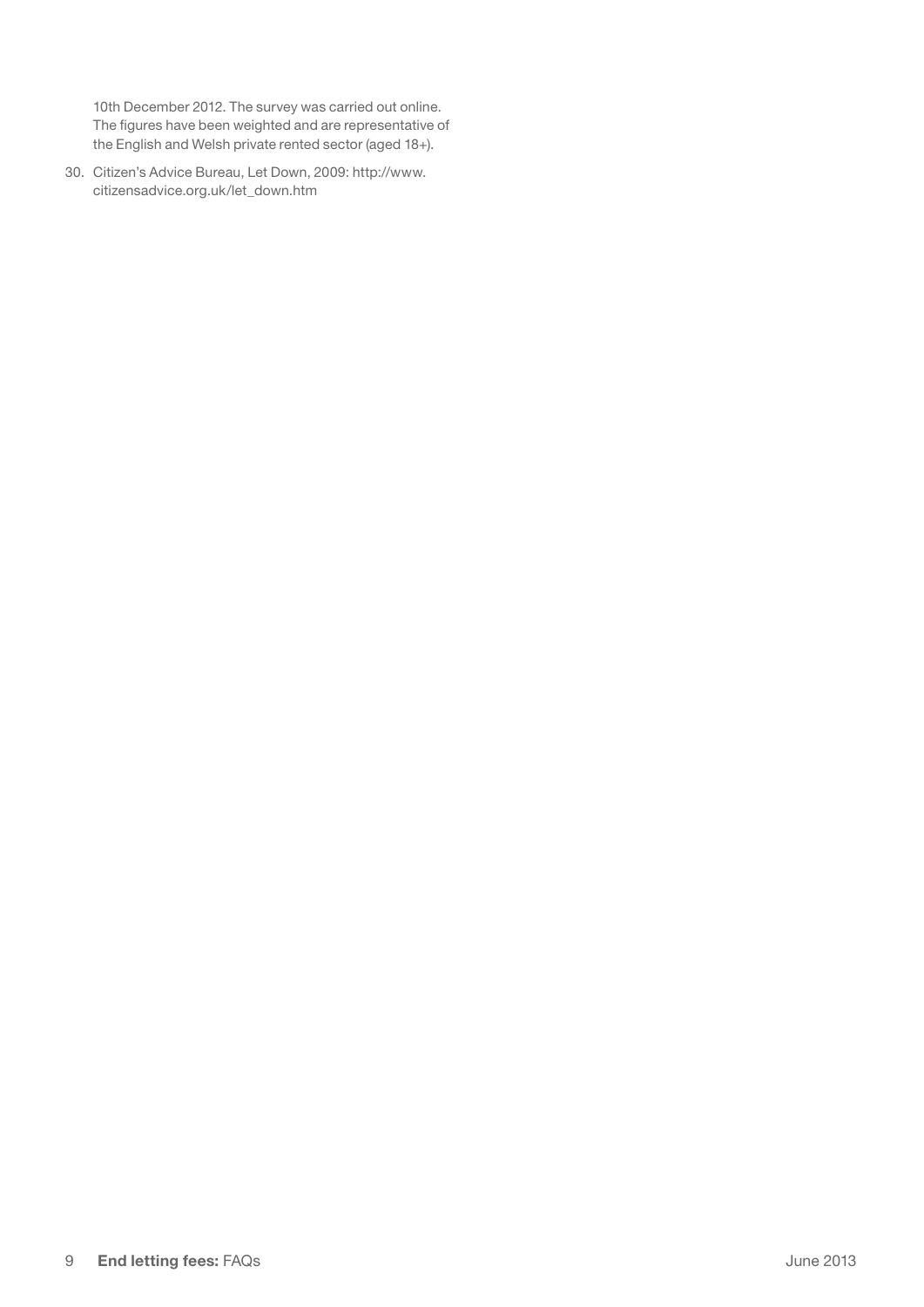10th December 2012. The survey was carried out online. The figures have been weighted and are representative of the English and Welsh private rented sector (aged 18+).

30. Citizen's Advice Bureau, Let Down, 2009: http://www.citizensadvice.org.uk/let_down.htm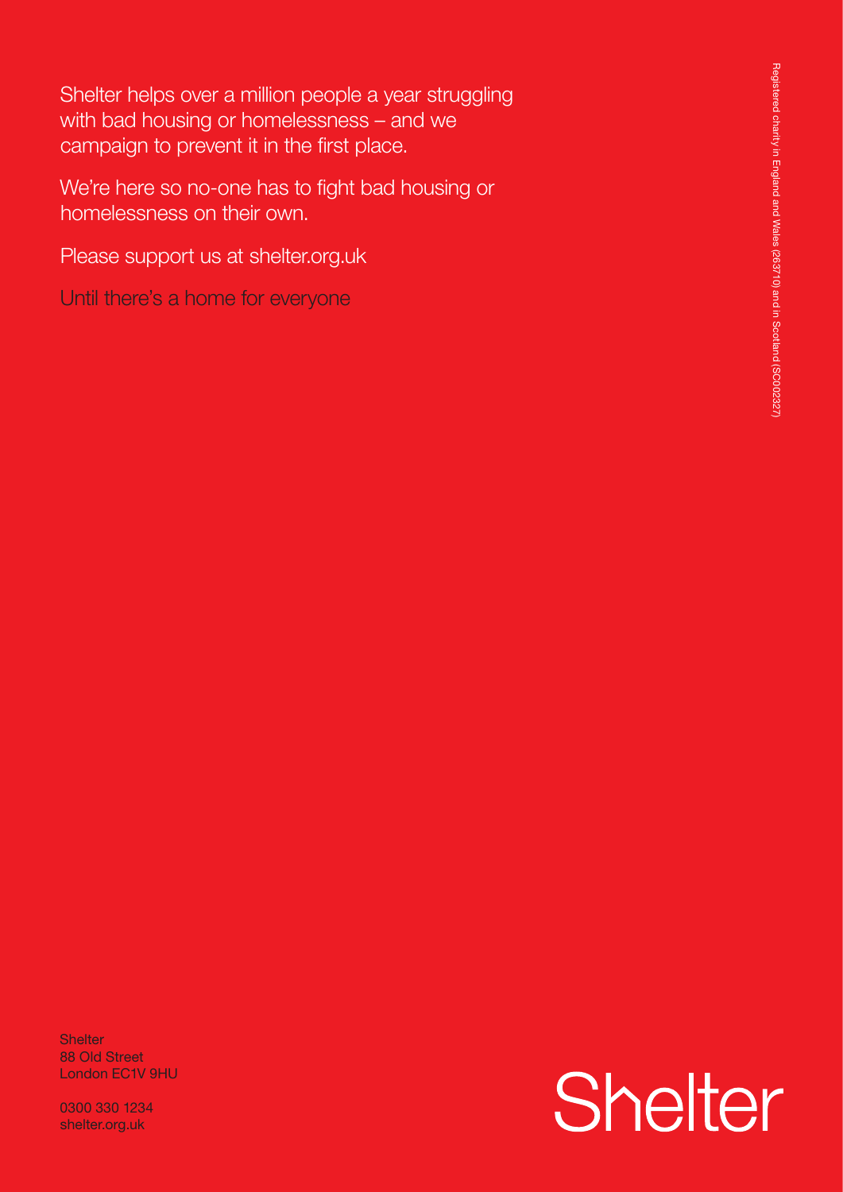Shelter helps over a million people a year struggling with bad housing or homelessness – and we campaign to prevent it in the first place.

We're here so no-one has to fight bad housing or homelessness on their own.

Please support us at shelter.org.uk

Until there's a home for everyone

Registered charity in England and Wales (263710) and in Scotland (SC002327)

Shelter
88 Old Street
London EC1V 9HU

0300 330 1234
shelter.org.uk

Shelter